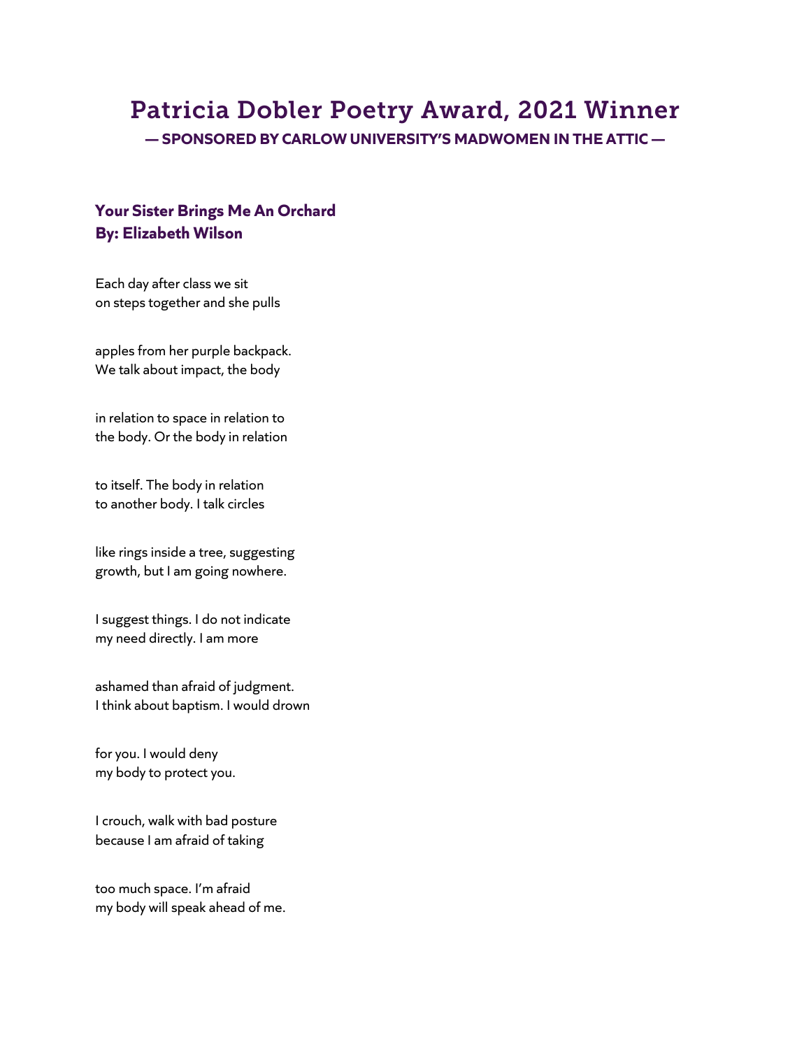# Patricia Dobler Poetry Award, 2021 Winner

**— SPONSORED BY CARLOW UNIVERSITY'S MADWOMEN IN THE ATTIC —**

## Your Sister Brings Me An Orchard
**By: Elizabeth Wilson**

Each day after class we sit  
on steps together and she pulls

apples from her purple backpack.  
We talk about impact, the body

in relation to space in relation to  
the body. Or the body in relation

to itself. The body in relation  
to another body. I talk circles

like rings inside a tree, suggesting  
growth, but I am going nowhere.

I suggest things. I do not indicate  
my need directly. I am more

ashamed than afraid of judgment.  
I think about baptism. I would drown

for you. I would deny  
my body to protect you.

I crouch, walk with bad posture  
because I am afraid of taking

too much space. I'm afraid  
my body will speak ahead of me.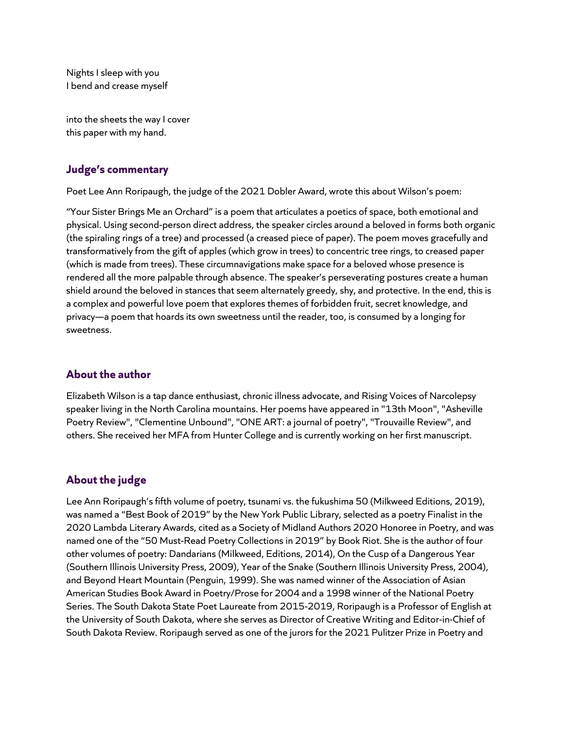Nights I sleep with you  
I bend and crease myself

into the sheets the way I cover  
this paper with my hand.

## Judge's commentary

Poet Lee Ann Roripaugh, the judge of the 2021 Dobler Award, wrote this about Wilson's poem:

"Your Sister Brings Me an Orchard" is a poem that articulates a poetics of space, both emotional and physical. Using second-person direct address, the speaker circles around a beloved in forms both organic (the spiraling rings of a tree) and processed (a creased piece of paper). The poem moves gracefully and transformatively from the gift of apples (which grow in trees) to concentric tree rings, to creased paper (which is made from trees). These circumnavigations make space for a beloved whose presence is rendered all the more palpable through absence. The speaker's perseverating postures create a human shield around the beloved in stances that seem alternately greedy, shy, and protective. In the end, this is a complex and powerful love poem that explores themes of forbidden fruit, secret knowledge, and privacy—a poem that hoards its own sweetness until the reader, too, is consumed by a longing for sweetness.

## About the author

Elizabeth Wilson is a tap dance enthusiast, chronic illness advocate, and Rising Voices of Narcolepsy speaker living in the North Carolina mountains. Her poems have appeared in "13th Moon", "Asheville Poetry Review", "Clementine Unbound", "ONE ART: a journal of poetry", "Trouvaille Review", and others. She received her MFA from Hunter College and is currently working on her first manuscript.

## About the judge

Lee Ann Roripaugh's fifth volume of poetry, tsunami vs. the fukushima 50 (Milkweed Editions, 2019), was named a "Best Book of 2019" by the New York Public Library, selected as a poetry Finalist in the 2020 Lambda Literary Awards, cited as a Society of Midland Authors 2020 Honoree in Poetry, and was named one of the "50 Must-Read Poetry Collections in 2019" by Book Riot. She is the author of four other volumes of poetry: Dandarians (Milkweed, Editions, 2014), On the Cusp of a Dangerous Year (Southern Illinois University Press, 2009), Year of the Snake (Southern Illinois University Press, 2004), and Beyond Heart Mountain (Penguin, 1999). She was named winner of the Association of Asian American Studies Book Award in Poetry/Prose for 2004 and a 1998 winner of the National Poetry Series. The South Dakota State Poet Laureate from 2015-2019, Roripaugh is a Professor of English at the University of South Dakota, where she serves as Director of Creative Writing and Editor-in-Chief of South Dakota Review. Roripaugh served as one of the jurors for the 2021 Pulitzer Prize in Poetry and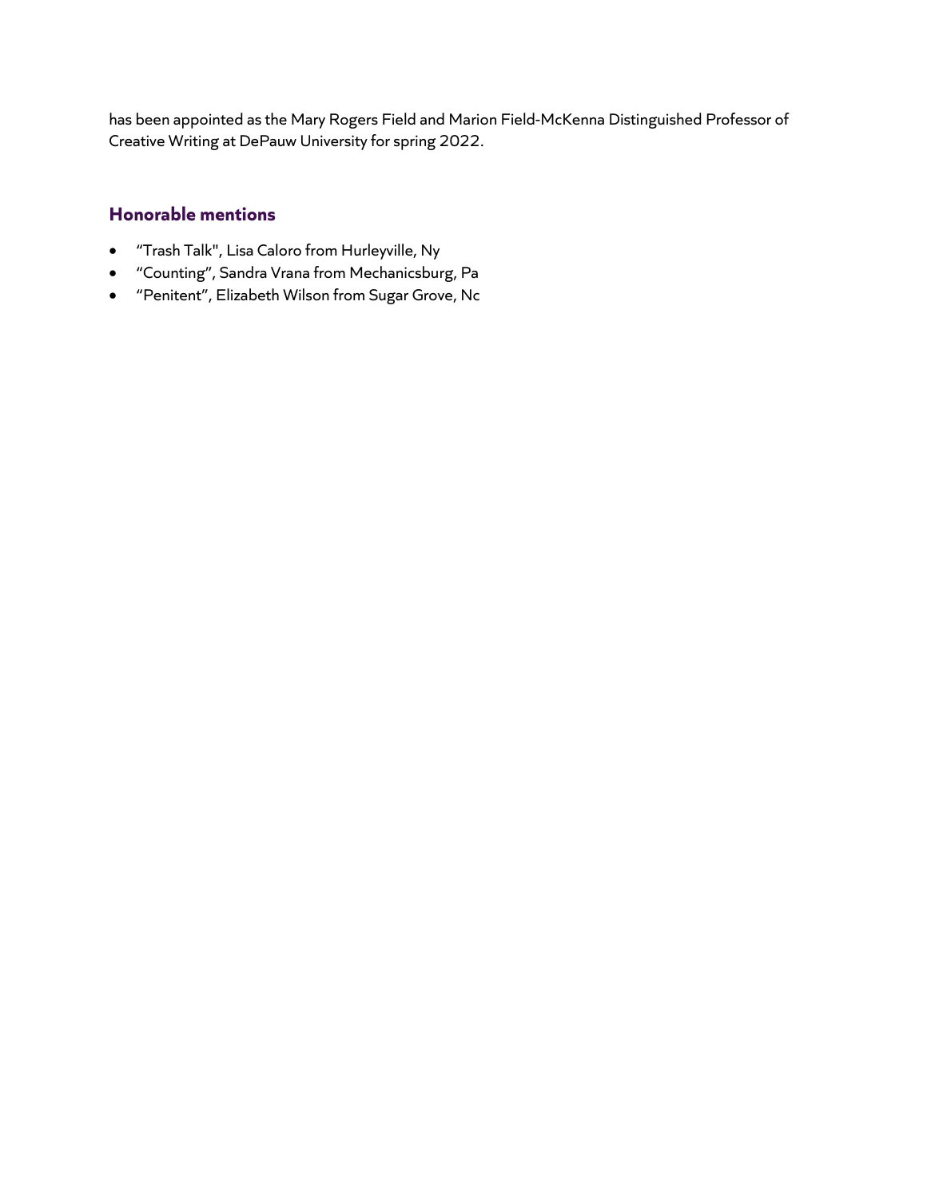has been appointed as the Mary Rogers Field and Marion Field-McKenna Distinguished Professor of Creative Writing at DePauw University for spring 2022.

## Honorable mentions

- “Trash Talk", Lisa Caloro from Hurleyville, Ny
- “Counting”, Sandra Vrana from Mechanicsburg, Pa
- “Penitent”, Elizabeth Wilson from Sugar Grove, Nc